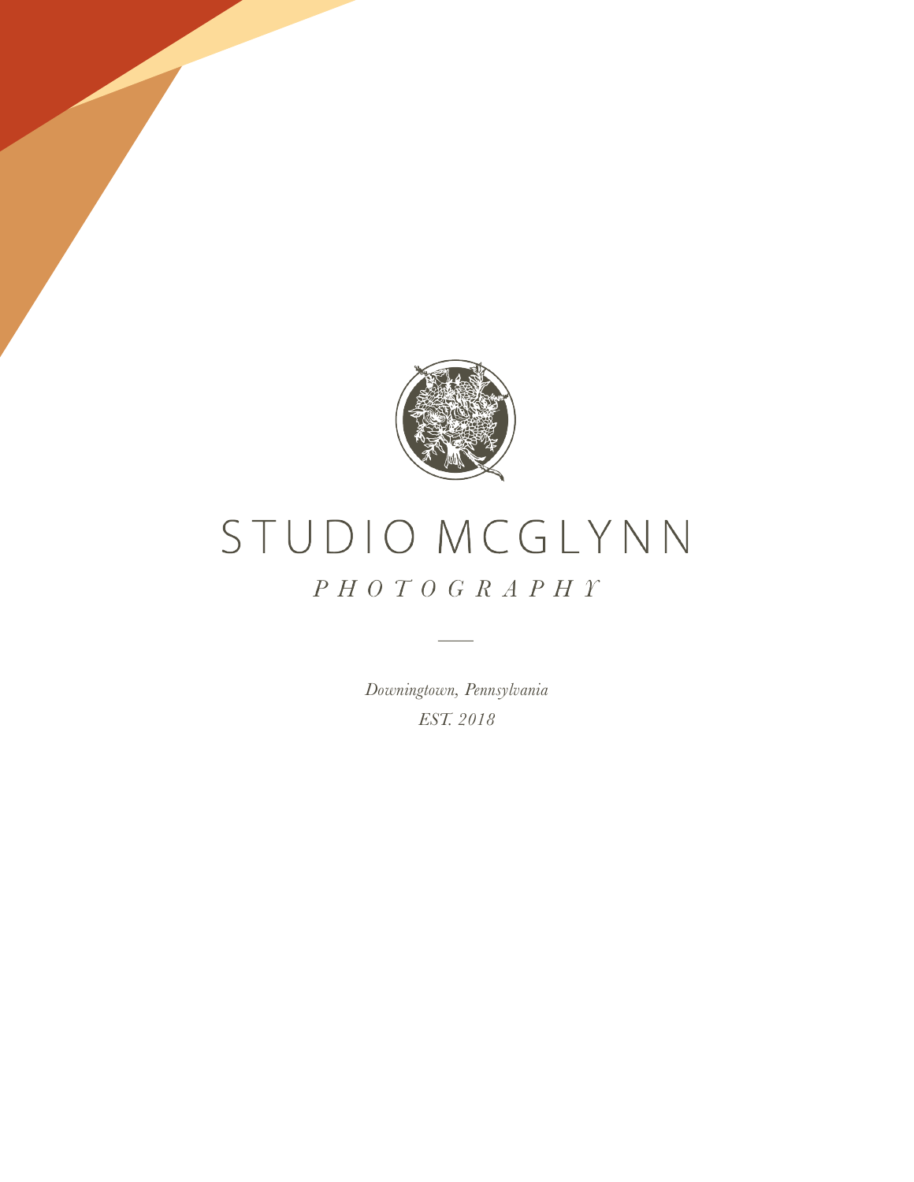# STUDIO MCGLYNN

*PHOTOGRAPHY*

---

*Downingtown, Pennsylvania*

*EST. 2018*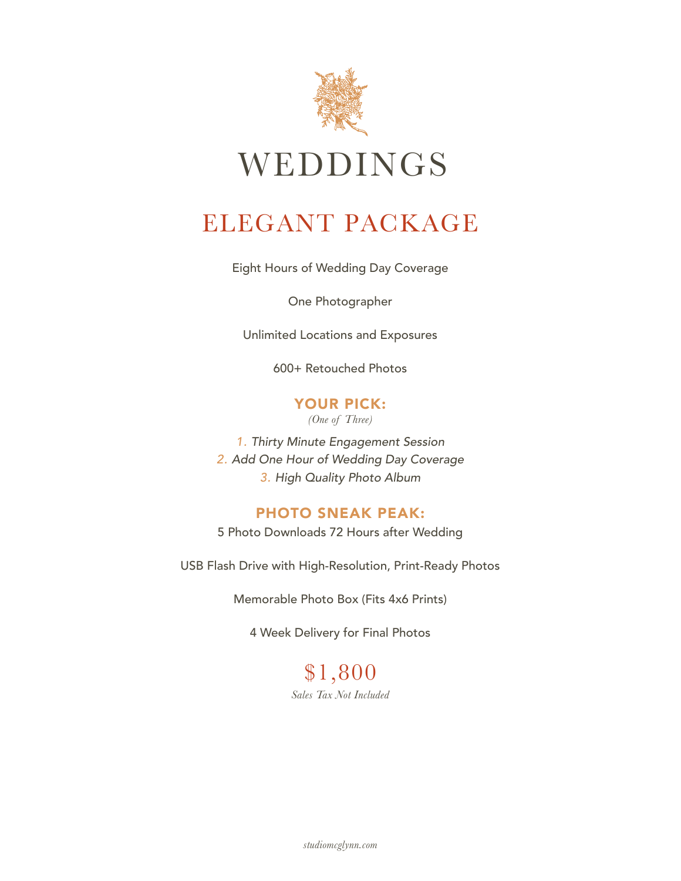# WEDDINGS

## ELEGANT PACKAGE

Eight Hours of Wedding Day Coverage

One Photographer

Unlimited Locations and Exposures

600+ Retouched Photos

### YOUR PICK:

*(One of Three)*

1. *Thirty Minute Engagement Session*
2. *Add One Hour of Wedding Day Coverage*
3. *High Quality Photo Album*

### PHOTO SNEAK PEAK:

5 Photo Downloads 72 Hours after Wedding

USB Flash Drive with High-Resolution, Print-Ready Photos

Memorable Photo Box (Fits 4x6 Prints)

4 Week Delivery for Final Photos

## $1,800

*Sales Tax Not Included*

*studiomcglynn.com*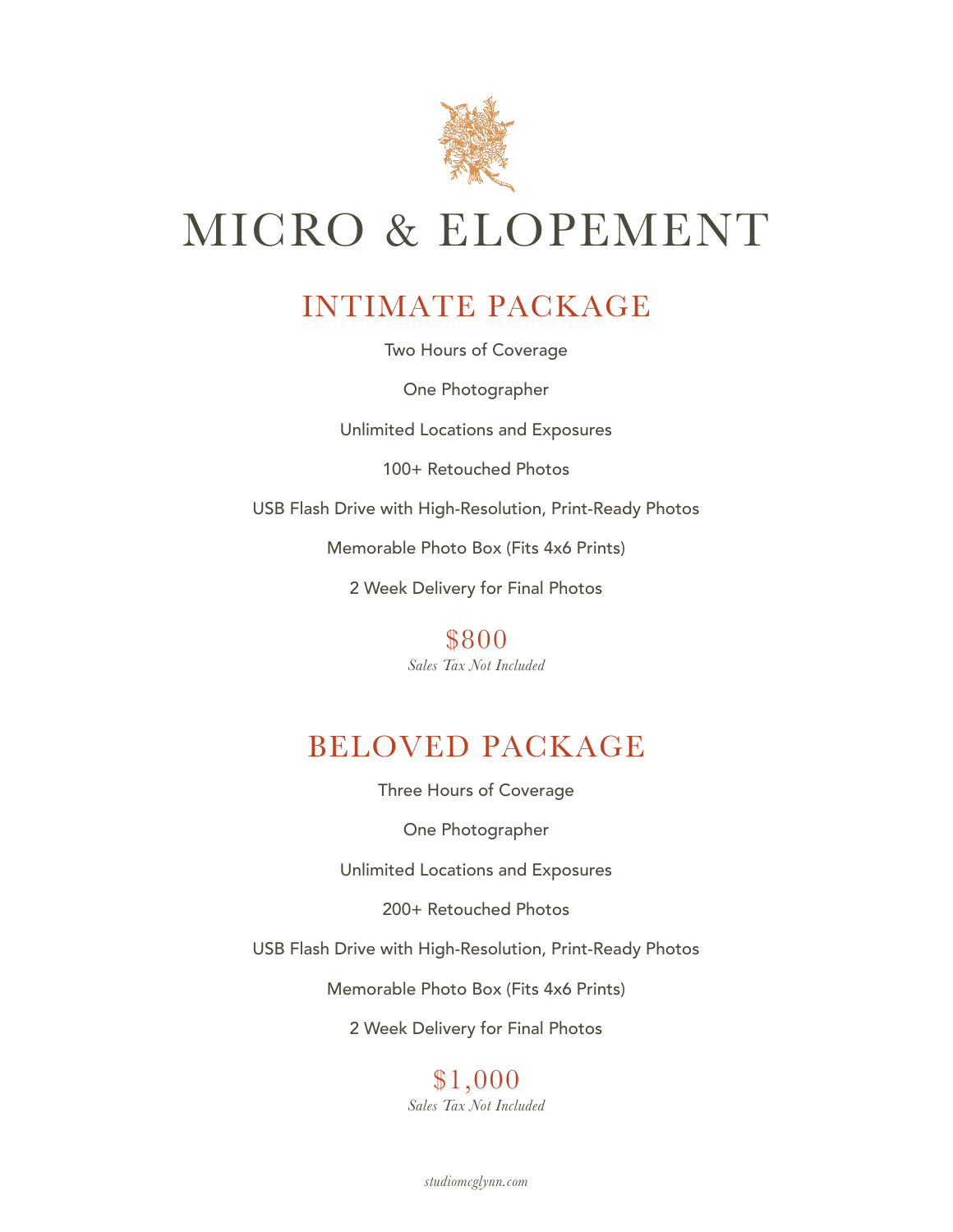# MICRO & ELOPEMENT

## INTIMATE PACKAGE

Two Hours of Coverage

One Photographer

Unlimited Locations and Exposures

100+ Retouched Photos

USB Flash Drive with High-Resolution, Print-Ready Photos

Memorable Photo Box (Fits 4x6 Prints)

2 Week Delivery for Final Photos

$800

*Sales Tax Not Included*

## BELOVED PACKAGE

Three Hours of Coverage

One Photographer

Unlimited Locations and Exposures

200+ Retouched Photos

USB Flash Drive with High-Resolution, Print-Ready Photos

Memorable Photo Box (Fits 4x6 Prints)

2 Week Delivery for Final Photos

$1,000

*Sales Tax Not Included*

*studiomcglynn.com*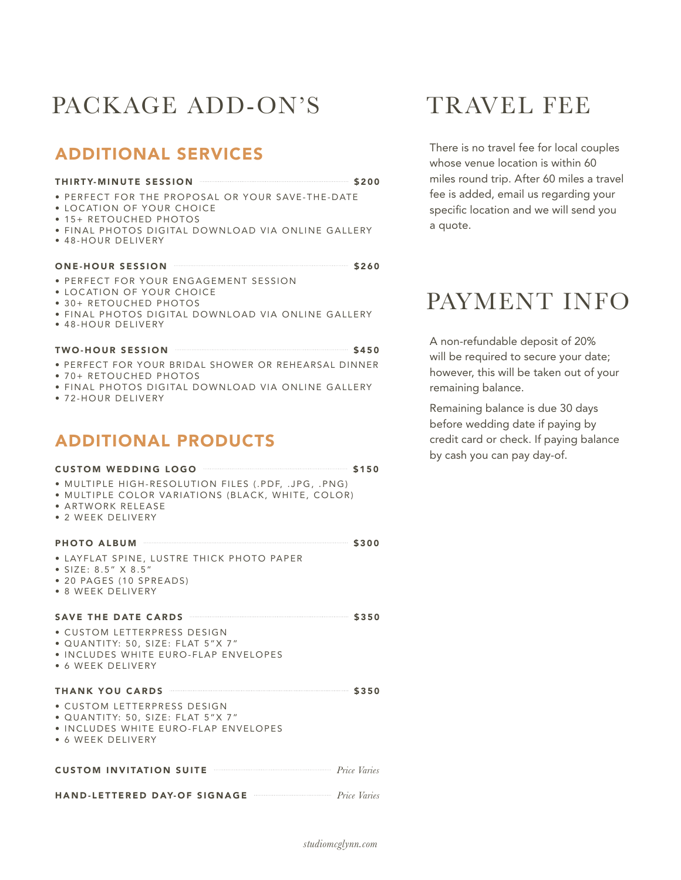# PACKAGE ADD-ON'S

## ADDITIONAL SERVICES

**THIRTY-MINUTE SESSION** ........ **$200**

- PERFECT FOR THE PROPOSAL OR YOUR SAVE-THE-DATE
- LOCATION OF YOUR CHOICE
- 15+ RETOUCHED PHOTOS
- FINAL PHOTOS DIGITAL DOWNLOAD VIA ONLINE GALLERY
- 48-HOUR DELIVERY

**ONE-HOUR SESSION** ........ **$260**

- PERFECT FOR YOUR ENGAGEMENT SESSION
- LOCATION OF YOUR CHOICE
- 30+ RETOUCHED PHOTOS
- FINAL PHOTOS DIGITAL DOWNLOAD VIA ONLINE GALLERY
- 48-HOUR DELIVERY

**TWO-HOUR SESSION** ........ **$450**

- PERFECT FOR YOUR BRIDAL SHOWER OR REHEARSAL DINNER
- 70+ RETOUCHED PHOTOS
- FINAL PHOTOS DIGITAL DOWNLOAD VIA ONLINE GALLERY
- 72-HOUR DELIVERY

## ADDITIONAL PRODUCTS

**CUSTOM WEDDING LOGO** ........ **$150**

- MULTIPLE HIGH-RESOLUTION FILES (.PDF, .JPG, .PNG)
- MULTIPLE COLOR VARIATIONS (BLACK, WHITE, COLOR)
- ARTWORK RELEASE
- 2 WEEK DELIVERY

**PHOTO ALBUM** ........ **$300**

- LAYFLAT SPINE, LUSTRE THICK PHOTO PAPER
- SIZE: 8.5" X 8.5"
- 20 PAGES (10 SPREADS)
- 8 WEEK DELIVERY

**SAVE THE DATE CARDS** ........ **$350**

- CUSTOM LETTERPRESS DESIGN
- QUANTITY: 50, SIZE: FLAT 5"X 7"
- INCLUDES WHITE EURO-FLAP ENVELOPES
- 6 WEEK DELIVERY

**THANK YOU CARDS** ........ **$350**

- CUSTOM LETTERPRESS DESIGN
- QUANTITY: 50, SIZE: FLAT 5"X 7"
- INCLUDES WHITE EURO-FLAP ENVELOPES
- 6 WEEK DELIVERY

**CUSTOM INVITATION SUITE** ........ *Price Varies*

**HAND-LETTERED DAY-OF SIGNAGE** ........ *Price Varies*

# TRAVEL FEE

There is no travel fee for local couples whose venue location is within 60 miles round trip. After 60 miles a travel fee is added, email us regarding your specific location and we will send you a quote.

# PAYMENT INFO

A non-refundable deposit of 20% will be required to secure your date; however, this will be taken out of your remaining balance.

Remaining balance is due 30 days before wedding date if paying by credit card or check. If paying balance by cash you can pay day-of.

*studiomcglynn.com*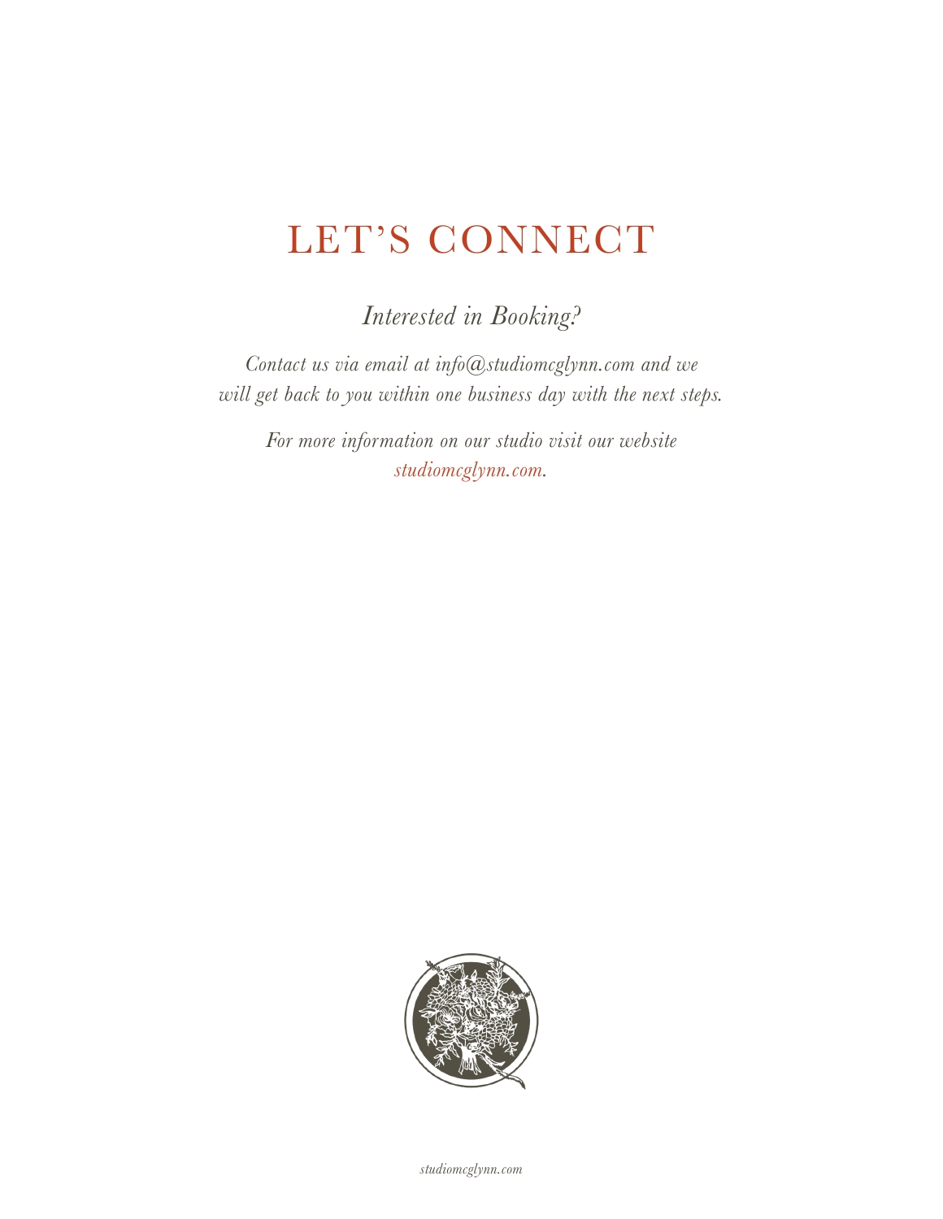# LET'S CONNECT

*Interested in Booking?*

*Contact us via email at info@studiomcglynn.com and we will get back to you within one business day with the next steps.*

*For more information on our studio visit our website studiomcglynn.com.*